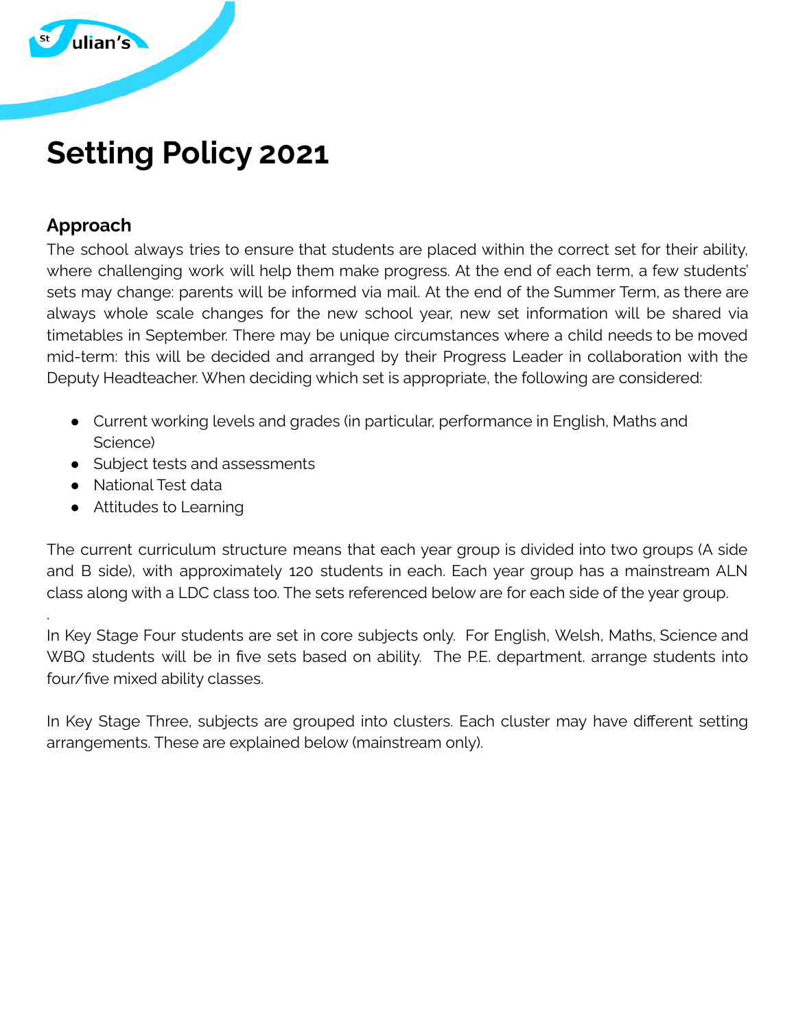# Setting Policy 2021

## Approach

The school always tries to ensure that students are placed within the correct set for their ability, where challenging work will help them make progress. At the end of each term, a few students' sets may change: parents will be informed via mail. At the end of the Summer Term, as there are always whole scale changes for the new school year, new set information will be shared via timetables in September. There may be unique circumstances where a child needs to be moved mid-term: this will be decided and arranged by their Progress Leader in collaboration with the Deputy Headteacher. When deciding which set is appropriate, the following are considered:

- Current working levels and grades (in particular, performance in English, Maths and Science)
- Subject tests and assessments
- National Test data
- Attitudes to Learning

The current curriculum structure means that each year group is divided into two groups (A side and B side), with approximately 120 students in each. Each year group has a mainstream ALN class along with a LDC class too. The sets referenced below are for each side of the year group.

.

In Key Stage Four students are set in core subjects only. For English, Welsh, Maths, Science and WBQ students will be in five sets based on ability. The P.E. department. arrange students into four/five mixed ability classes.

In Key Stage Three, subjects are grouped into clusters. Each cluster may have different setting arrangements. These are explained below (mainstream only).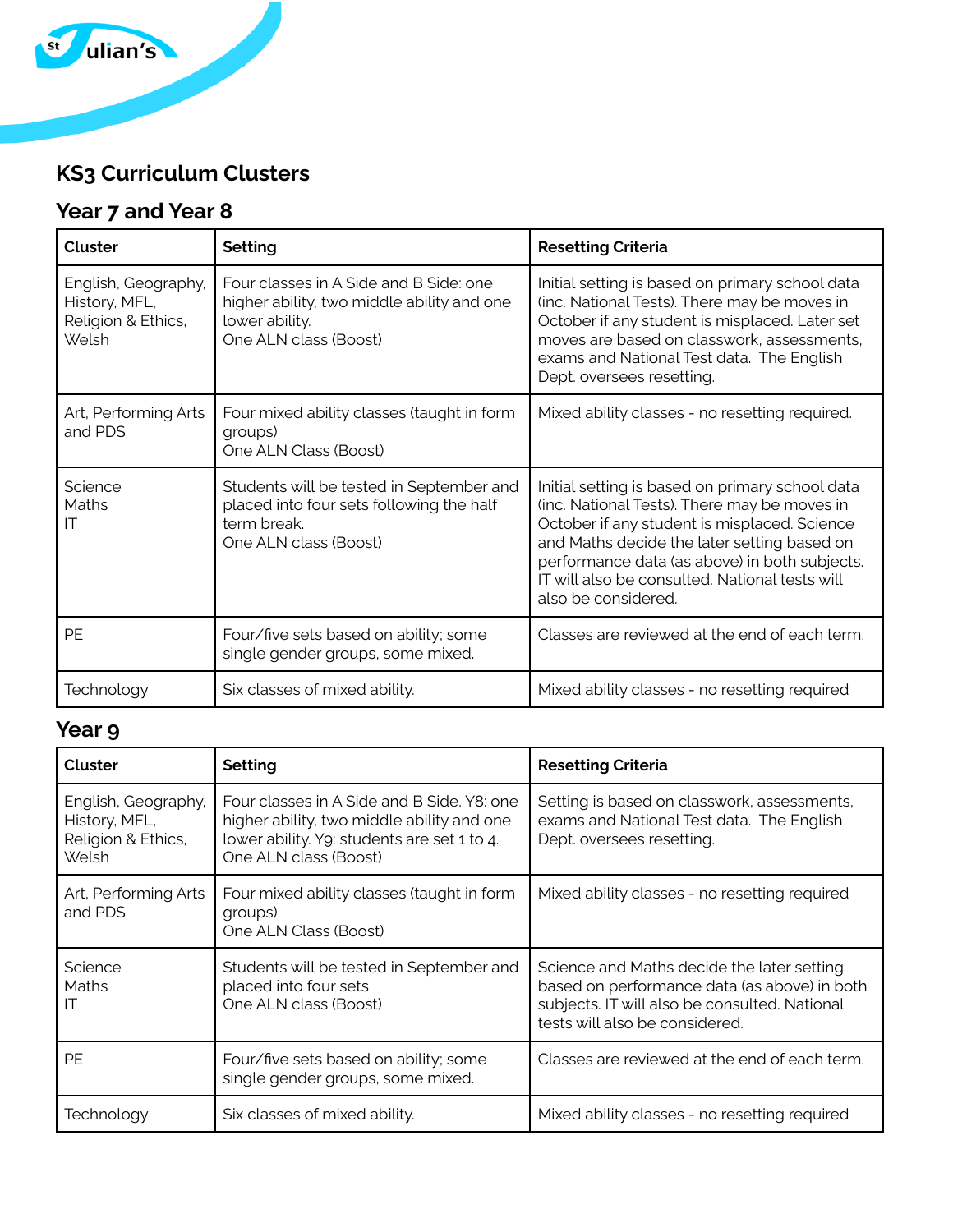## KS3 Curriculum Clusters

## Year 7 and Year 8

| Cluster | Setting | Resetting Criteria |
|---|---|---|
| English, Geography, History, MFL, Religion & Ethics, Welsh | Four classes in A Side and B Side: one higher ability, two middle ability and one lower ability.<br>One ALN class (Boost) | Initial setting is based on primary school data (inc. National Tests). There may be moves in October if any student is misplaced. Later set moves are based on classwork, assessments, exams and National Test data. The English Dept. oversees resetting. |
| Art, Performing Arts and PDS | Four mixed ability classes (taught in form groups)<br>One ALN Class (Boost) | Mixed ability classes - no resetting required. |
| Science<br>Maths<br>IT | Students will be tested in September and placed into four sets following the half term break.<br>One ALN class (Boost) | Initial setting is based on primary school data (inc. National Tests). There may be moves in October if any student is misplaced. Science and Maths decide the later setting based on performance data (as above) in both subjects. IT will also be consulted. National tests will also be considered. |
| PE | Four/five sets based on ability; some single gender groups, some mixed. | Classes are reviewed at the end of each term. |
| Technology | Six classes of mixed ability. | Mixed ability classes - no resetting required |

## Year 9

| Cluster | Setting | Resetting Criteria |
|---|---|---|
| English, Geography, History, MFL, Religion & Ethics, Welsh | Four classes in A Side and B Side. Y8: one higher ability, two middle ability and one lower ability. Y9: students are set 1 to 4.<br>One ALN class (Boost) | Setting is based on classwork, assessments, exams and National Test data. The English Dept. oversees resetting. |
| Art, Performing Arts and PDS | Four mixed ability classes (taught in form groups)<br>One ALN Class (Boost) | Mixed ability classes - no resetting required |
| Science<br>Maths<br>IT | Students will be tested in September and placed into four sets<br>One ALN class (Boost) | Science and Maths decide the later setting based on performance data (as above) in both subjects. IT will also be consulted. National tests will also be considered. |
| PE | Four/five sets based on ability; some single gender groups, some mixed. | Classes are reviewed at the end of each term. |
| Technology | Six classes of mixed ability. | Mixed ability classes - no resetting required |